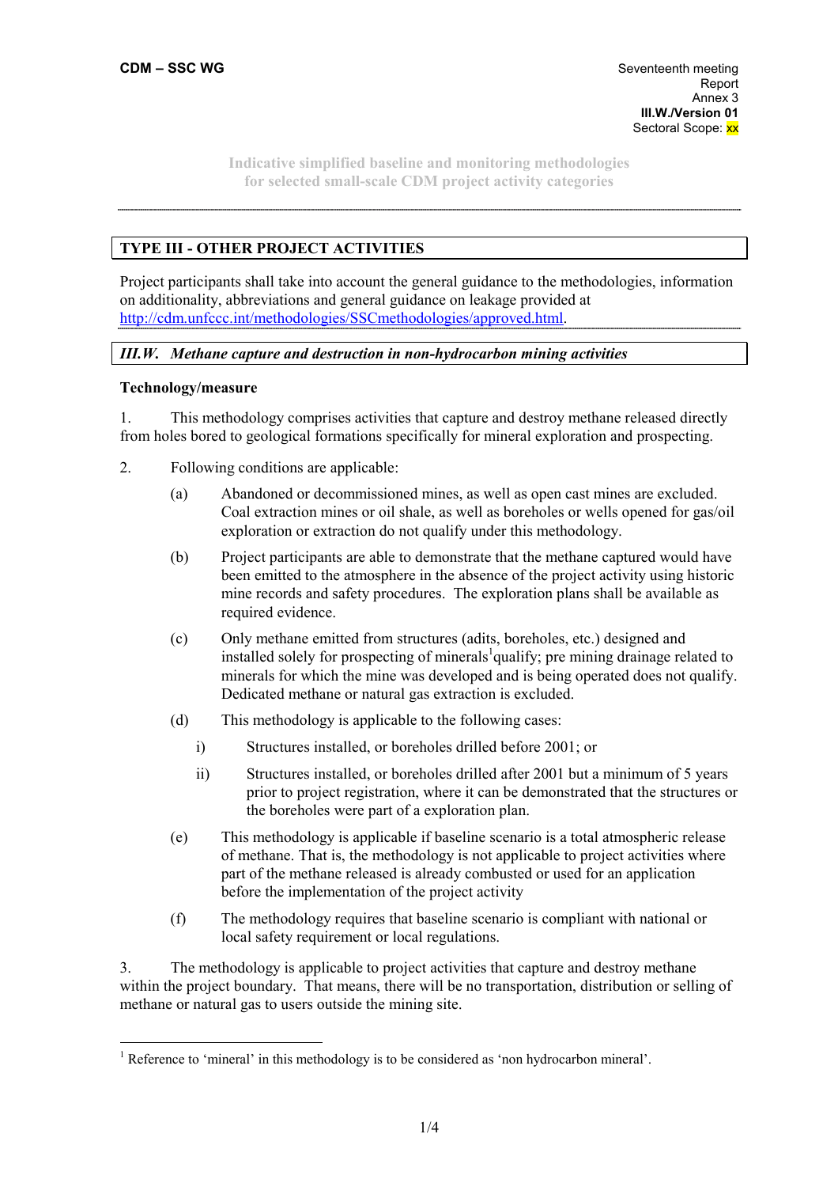CDM – SSC WG

Seventeenth meeting
Report
Annex 3
**III.W./Version 01**
Sectoral Scope: xx

Indicative simplified baseline and monitoring methodologies
for selected small-scale CDM project activity categories

## TYPE III - OTHER PROJECT ACTIVITIES

Project participants shall take into account the general guidance to the methodologies, information on additionality, abbreviations and general guidance on leakage provided at http://cdm.unfccc.int/methodologies/SSCmethodologies/approved.html.

### *III.W. Methane capture and destruction in non-hydrocarbon mining activities*

**Technology/measure**

1. This methodology comprises activities that capture and destroy methane released directly from holes bored to geological formations specifically for mineral exploration and prospecting.

2. Following conditions are applicable:

   (a) Abandoned or decommissioned mines, as well as open cast mines are excluded. Coal extraction mines or oil shale, as well as boreholes or wells opened for gas/oil exploration or extraction do not qualify under this methodology.

   (b) Project participants are able to demonstrate that the methane captured would have been emitted to the atmosphere in the absence of the project activity using historic mine records and safety procedures. The exploration plans shall be available as required evidence.

   (c) Only methane emitted from structures (adits, boreholes, etc.) designed and installed solely for prospecting of minerals[1] qualify; pre mining drainage related to minerals for which the mine was developed and is being operated does not qualify. Dedicated methane or natural gas extraction is excluded.

   (d) This methodology is applicable to the following cases:

      i) Structures installed, or boreholes drilled before 2001; or

      ii) Structures installed, or boreholes drilled after 2001 but a minimum of 5 years prior to project registration, where it can be demonstrated that the structures or the boreholes were part of a exploration plan.

   (e) This methodology is applicable if baseline scenario is a total atmospheric release of methane. That is, the methodology is not applicable to project activities where part of the methane released is already combusted or used for an application before the implementation of the project activity

   (f) The methodology requires that baseline scenario is compliant with national or local safety requirement or local regulations.

3. The methodology is applicable to project activities that capture and destroy methane within the project boundary. That means, there will be no transportation, distribution or selling of methane or natural gas to users outside the mining site.

[1] Reference to 'mineral' in this methodology is to be considered as 'non hydrocarbon mineral'.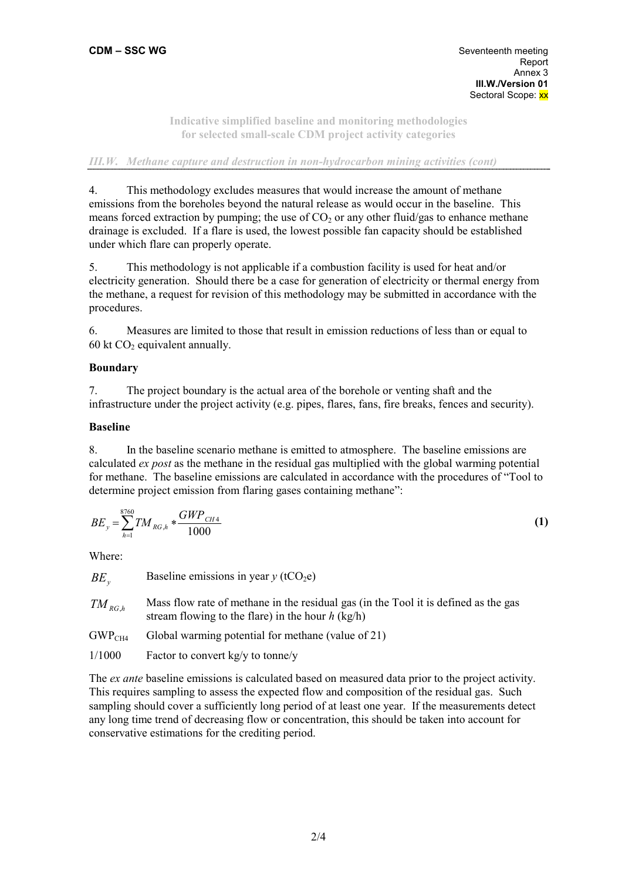*III.W. Methane capture and destruction in non-hydrocarbon mining activities (cont)*

4. This methodology excludes measures that would increase the amount of methane emissions from the boreholes beyond the natural release as would occur in the baseline. This means forced extraction by pumping; the use of $CO_2$ or any other fluid/gas to enhance methane drainage is excluded. If a flare is used, the lowest possible fan capacity should be established under which flare can properly operate.

5. This methodology is not applicable if a combustion facility is used for heat and/or electricity generation. Should there be a case for generation of electricity or thermal energy from the methane, a request for revision of this methodology may be submitted in accordance with the procedures.

6. Measures are limited to those that result in emission reductions of less than or equal to 60 kt $CO_2$ equivalent annually.

**Boundary**

7. The project boundary is the actual area of the borehole or venting shaft and the infrastructure under the project activity (e.g. pipes, flares, fans, fire breaks, fences and security).

**Baseline**

8. In the baseline scenario methane is emitted to atmosphere. The baseline emissions are calculated *ex post* as the methane in the residual gas multiplied with the global warming potential for methane. The baseline emissions are calculated in accordance with the procedures of "Tool to determine project emission from flaring gases containing methane":

$$BE_y = \sum_{h=1}^{8760} TM_{RG,h} * \frac{GWP_{CH4}}{1000} \tag{1}$$

Where:

| | |
|---|---|
| $BE_y$ | Baseline emissions in year *y* ($tCO_2e$) |
| $TM_{RG,h}$ | Mass flow rate of methane in the residual gas (in the Tool it is defined as the gas stream flowing to the flare) in the hour *h* (kg/h) |
| $GWP_{CH4}$ | Global warming potential for methane (value of 21) |
| 1/1000 | Factor to convert kg/y to tonne/y |

The *ex ante* baseline emissions is calculated based on measured data prior to the project activity. This requires sampling to assess the expected flow and composition of the residual gas. Such sampling should cover a sufficiently long period of at least one year. If the measurements detect any long time trend of decreasing flow or concentration, this should be taken into account for conservative estimations for the crediting period.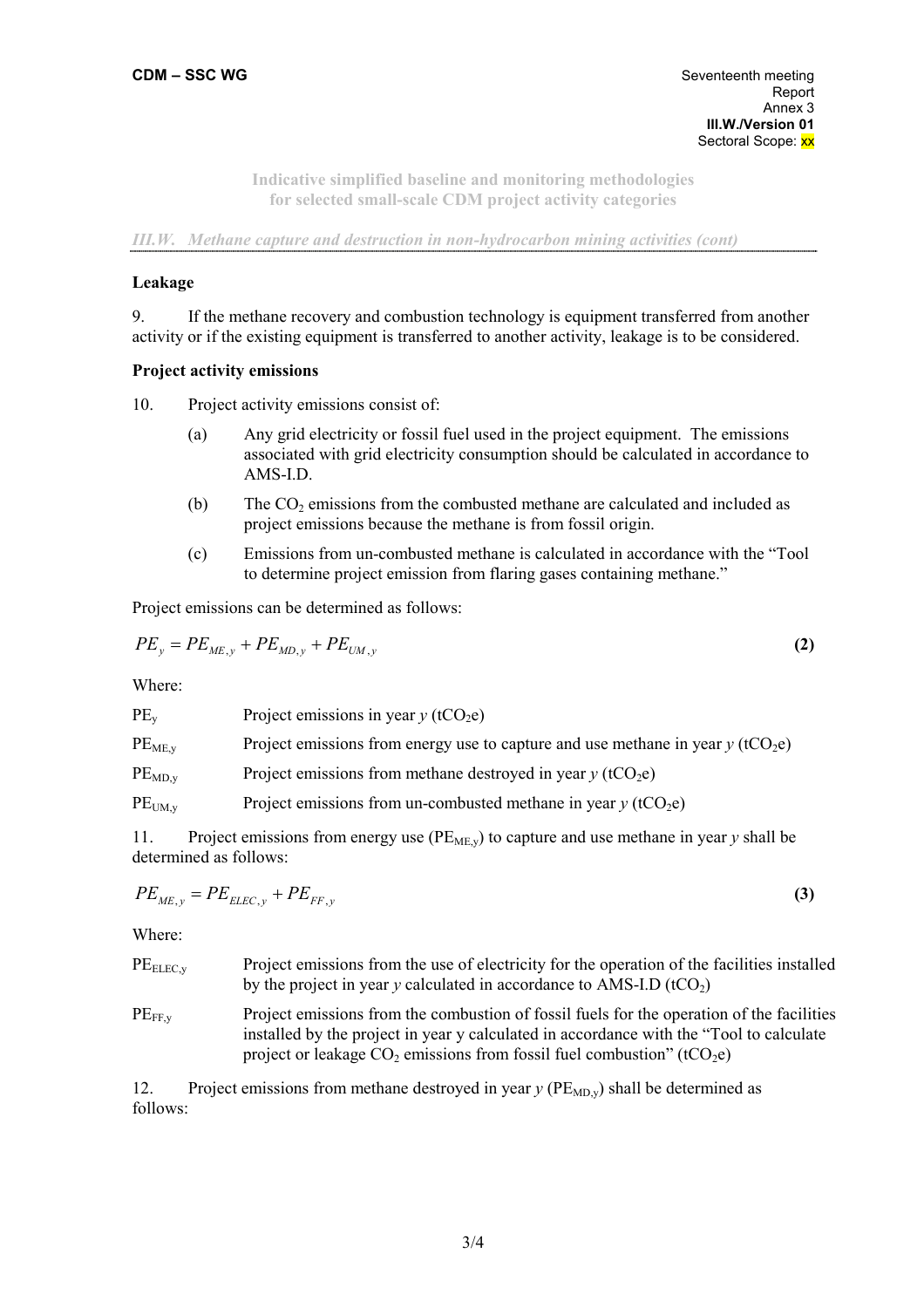**Leakage**

9. If the methane recovery and combustion technology is equipment transferred from another activity or if the existing equipment is transferred to another activity, leakage is to be considered.

**Project activity emissions**

10. Project activity emissions consist of:

(a) Any grid electricity or fossil fuel used in the project equipment. The emissions associated with grid electricity consumption should be calculated in accordance to AMS-I.D.

(b) The $CO_2$ emissions from the combusted methane are calculated and included as project emissions because the methane is from fossil origin.

(c) Emissions from un-combusted methane is calculated in accordance with the "Tool to determine project emission from flaring gases containing methane."

Project emissions can be determined as follows:

$$PE_y = PE_{ME,y} + PE_{MD,y} + PE_{UM,y} \quad \textbf{(2)}$$

Where:

| | |
|---|---|
| $PE_y$ | Project emissions in year $y$ ($tCO_2e$) |
| $PE_{ME,y}$ | Project emissions from energy use to capture and use methane in year $y$ ($tCO_2e$) |
| $PE_{MD,y}$ | Project emissions from methane destroyed in year $y$ ($tCO_2e$) |
| $PE_{UM,y}$ | Project emissions from un-combusted methane in year $y$ ($tCO_2e$) |

11. Project emissions from energy use ($PE_{ME,y}$) to capture and use methane in year $y$ shall be determined as follows:

$$PE_{ME,y} = PE_{ELEC,y} + PE_{FF,y} \quad \textbf{(3)}$$

Where:

| | |
|---|---|
| $PE_{ELEC,y}$ | Project emissions from the use of electricity for the operation of the facilities installed by the project in year $y$ calculated in accordance to AMS-I.D ($tCO_2$) |
| $PE_{FF,y}$ | Project emissions from the combustion of fossil fuels for the operation of the facilities installed by the project in year y calculated in accordance with the "Tool to calculate project or leakage $CO_2$ emissions from fossil fuel combustion" ($tCO_2e$) |

12. Project emissions from methane destroyed in year $y$ ($PE_{MD,y}$) shall be determined as follows: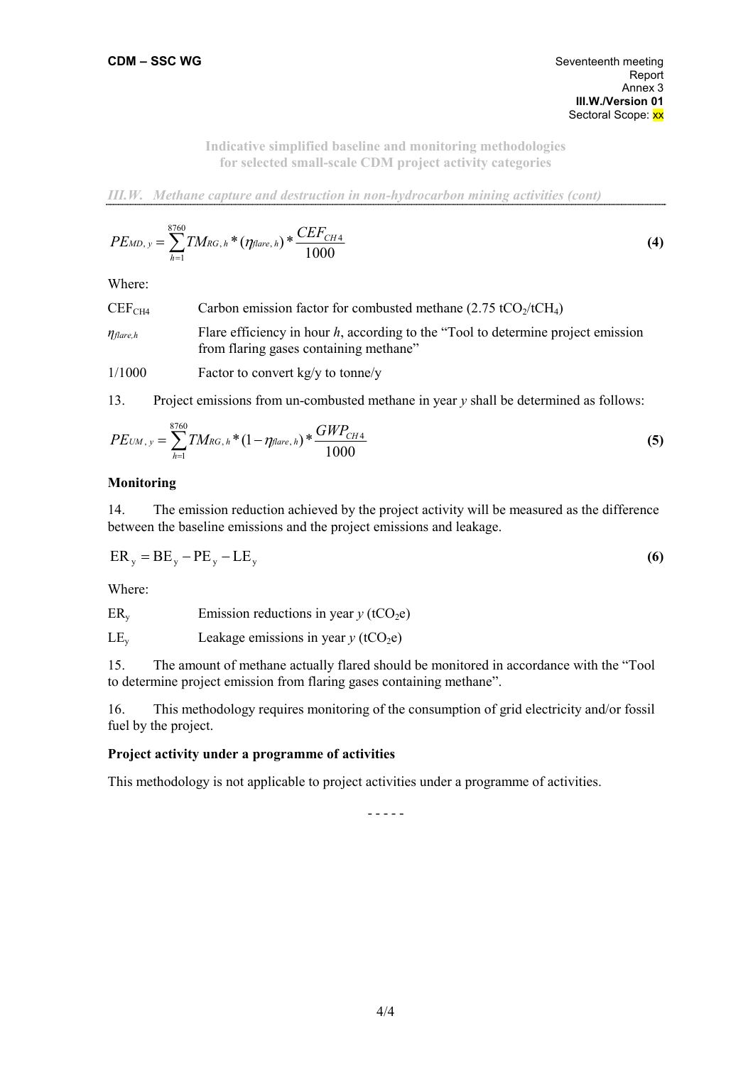$$PE_{MD,y} = \sum_{h=1}^{8760} TM_{RG,h} * (\eta_{flare,h}) * \frac{CEF_{CH4}}{1000} \quad \textbf{(4)}$$

Where:

| | |
|---|---|
| $CEF_{CH4}$ | Carbon emission factor for combusted methane (2.75 $tCO_2/tCH_4$) |
| $\eta_{flare,h}$ | Flare efficiency in hour *h*, according to the "Tool to determine project emission from flaring gases containing methane" |
| 1/1000 | Factor to convert kg/y to tonne/y |

13. Project emissions from un-combusted methane in year *y* shall be determined as follows:

$$PE_{UM,y} = \sum_{h=1}^{8760} TM_{RG,h} * (1 - \eta_{flare,h}) * \frac{GWP_{CH4}}{1000} \quad \textbf{(5)}$$

### Monitoring

14. The emission reduction achieved by the project activity will be measured as the difference between the baseline emissions and the project emissions and leakage.

$$ER_y = BE_y - PE_y - LE_y \quad \textbf{(6)}$$

Where:

| | |
|---|---|
| $ER_y$ | Emission reductions in year *y* ($tCO_2e$) |
| $LE_y$ | Leakage emissions in year *y* ($tCO_2e$) |

15. The amount of methane actually flared should be monitored in accordance with the "Tool to determine project emission from flaring gases containing methane".

16. This methodology requires monitoring of the consumption of grid electricity and/or fossil fuel by the project.

### Project activity under a programme of activities

This methodology is not applicable to project activities under a programme of activities.

- - - - -